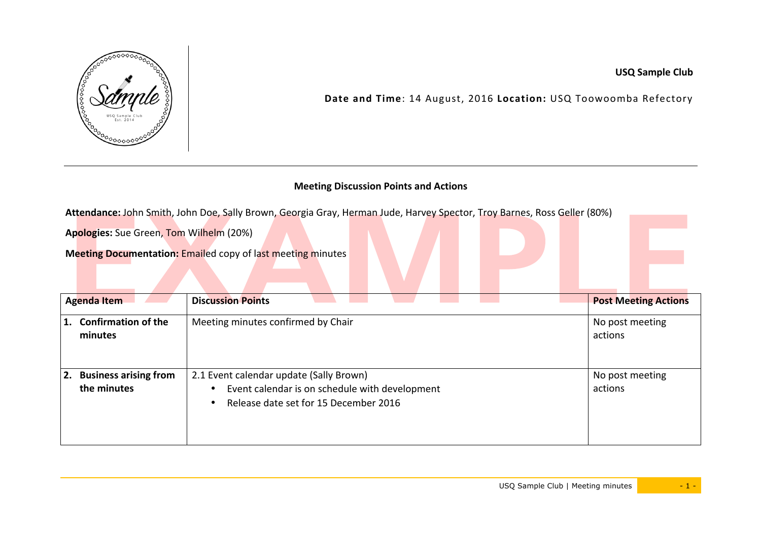**USQ Sample Club**

**Date and Time**: 14 August, 2016 **Location:** USQ Toowoomba Refectory

## Meeting Discussion Points and Actions

**Attendance:** John Smith, John Doe, Sally Brown, Georgia Gray, Herman Jude, Harvey Spector, Troy Barnes, Ross Geller (80%)

**Apologies:** Sue Green, Tom Wilhelm (20%)

**Meeting Documentation:** Emailed copy of last meeting minutes

| Agenda Item | Discussion Points | Post Meeting Actions |
|---|---|---|
| **1. Confirmation of the minutes** | Meeting minutes confirmed by Chair | No post meeting actions |
| **2. Business arising from the minutes** | 2.1 Event calendar update (Sally Brown)<br>• Event calendar is on schedule with development<br>• Release date set for 15 December 2016 | No post meeting actions |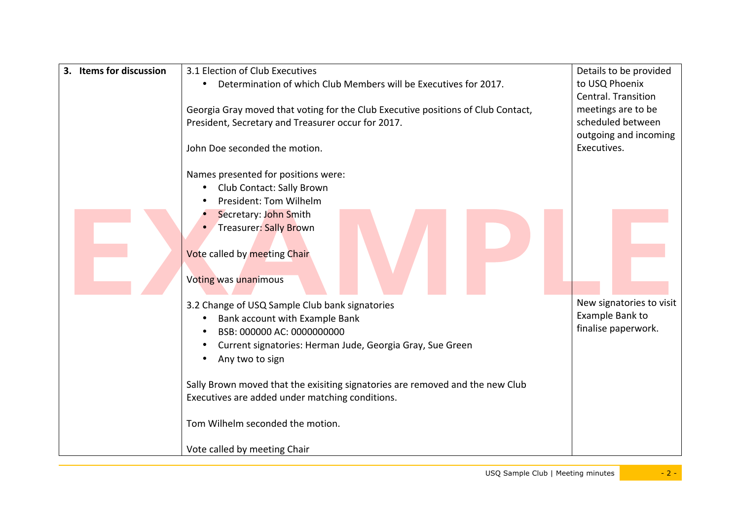| 3. **Items for discussion** | 3.1 Election of Club Executives<br>• Determination of which Club Members will be Executives for 2017.<br><br>Georgia Gray moved that voting for the Club Executive positions of Club Contact, President, Secretary and Treasurer occur for 2017.<br><br>John Doe seconded the motion.<br><br>Names presented for positions were:<br>• Club Contact: Sally Brown<br>• President: Tom Wilhelm<br>• Secretary: John Smith<br>• Treasurer: Sally Brown<br><br>Vote called by meeting Chair<br><br>Voting was unanimous | Details to be provided to USQ Phoenix Central. Transition meetings are to be scheduled between outgoing and incoming Executives. |
|---|---|---|
| | 3.2 Change of USQ Sample Club bank signatories<br>• Bank account with Example Bank<br>• BSB: 000000 AC: 0000000000<br>• Current signatories: Herman Jude, Georgia Gray, Sue Green<br>• Any two to sign<br><br>Sally Brown moved that the exisiting signatories are removed and the new Club Executives are added under matching conditions.<br><br>Tom Wilhelm seconded the motion.<br><br>Vote called by meeting Chair | New signatories to visit Example Bank to finalise paperwork. |

EXAMPLE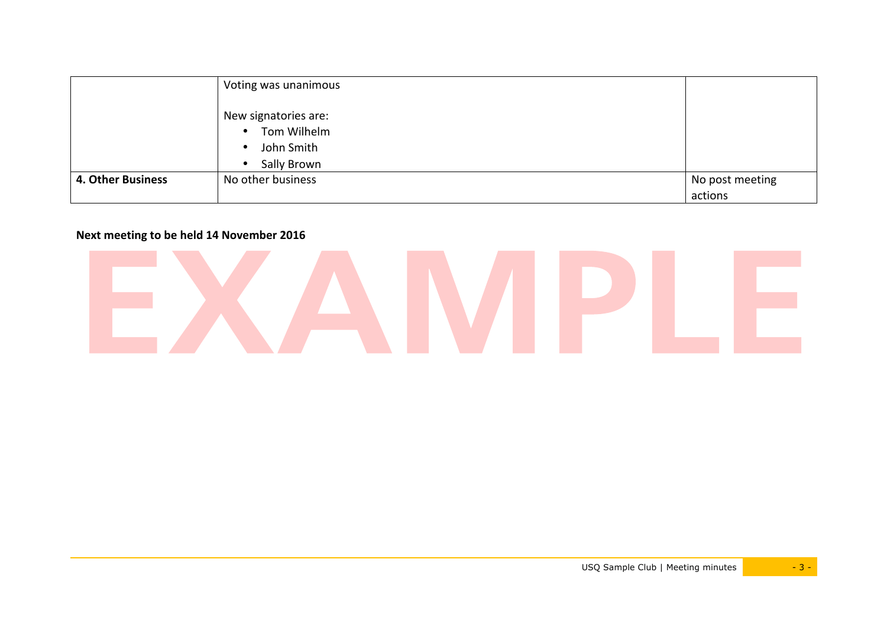| | | |
|---|---|---|
| | Voting was unanimous<br><br>New signatories are:<br>• Tom Wilhelm<br>• John Smith<br>• Sally Brown | |
| **4. Other Business** | No other business | No post meeting actions |

**Next meeting to be held 14 November 2016**

EXAMPLE